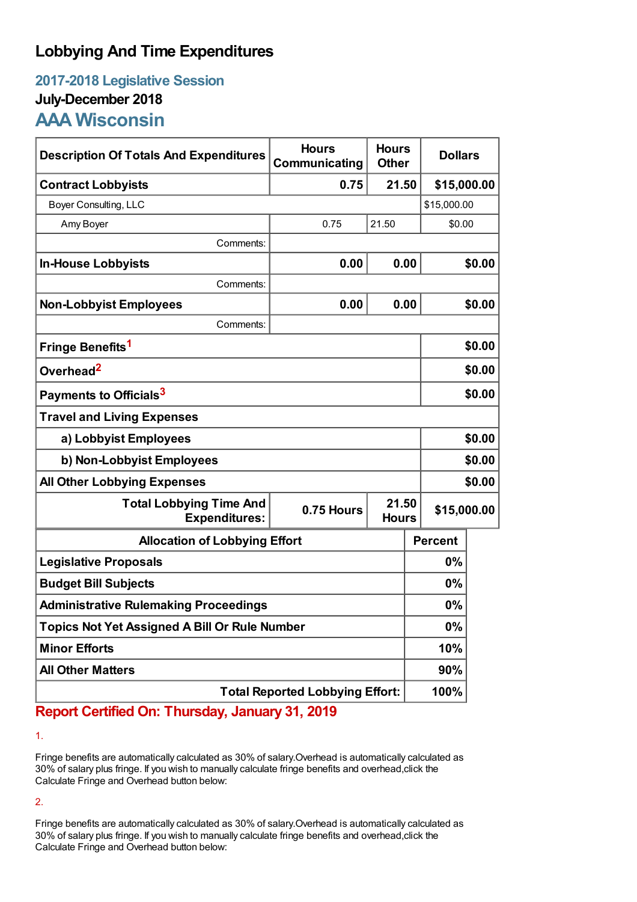# Lobbying And Time Expenditures

## 2017-2018 Legislative Session

### July-December 2018

## AAA Wisconsin

| Description Of Totals And Expenditures | Hours Communicating | Hours Other | Dollars |
|---|---|---|---|
| **Contract Lobbyists** | **0.75** | **21.50** | **$15,000.00** |
| Boyer Consulting, LLC | | | $15,000.00 |
| Amy Boyer | 0.75 | 21.50 | $0.00 |
| Comments: | | | |
| **In-House Lobbyists** | **0.00** | **0.00** | **$0.00** |
| Comments: | | | |
| **Non-Lobbyist Employees** | **0.00** | **0.00** | **$0.00** |
| Comments: | | | |
| **Fringe Benefits**[1] | | | **$0.00** |
| **Overhead**[2] | | | **$0.00** |
| **Payments to Officials**[3] | | | **$0.00** |
| **Travel and Living Expenses** | | | |
| **a) Lobbyist Employees** | | | **$0.00** |
| **b) Non-Lobbyist Employees** | | | **$0.00** |
| **All Other Lobbying Expenses** | | | **$0.00** |
| **Total Lobbying Time And Expenditures:** | **0.75 Hours** | **21.50 Hours** | **$15,000.00** |

| Allocation of Lobbying Effort | Percent |
|---|---|
| **Legislative Proposals** | **0%** |
| **Budget Bill Subjects** | **0%** |
| **Administrative Rulemaking Proceedings** | **0%** |
| **Topics Not Yet Assigned A Bill Or Rule Number** | **0%** |
| **Minor Efforts** | **10%** |
| **All Other Matters** | **90%** |
| **Total Reported Lobbying Effort:** | **100%** |

**Report Certified On: Thursday, January 31, 2019**

1.

Fringe benefits are automatically calculated as 30% of salary.Overhead is automatically calculated as 30% of salary plus fringe. If you wish to manually calculate fringe benefits and overhead,click the Calculate Fringe and Overhead button below:

2.

Fringe benefits are automatically calculated as 30% of salary.Overhead is automatically calculated as 30% of salary plus fringe. If you wish to manually calculate fringe benefits and overhead,click the Calculate Fringe and Overhead button below: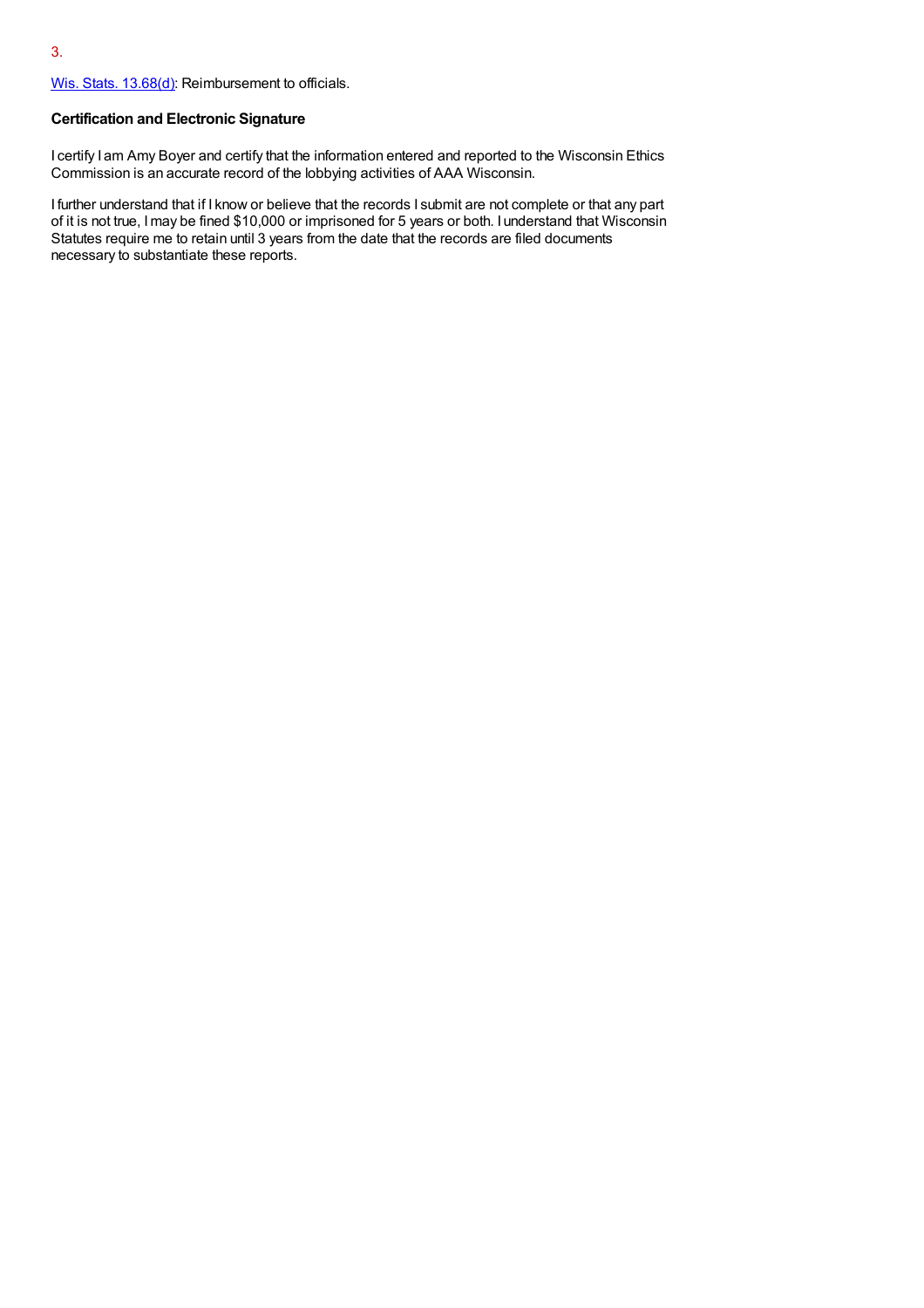3.

[Wis. Stats. 13.68(d)](): Reimbursement to officials.

**Certification and Electronic Signature**

I certify I am Amy Boyer and certify that the information entered and reported to the Wisconsin Ethics Commission is an accurate record of the lobbying activities of AAA Wisconsin.

I further understand that if I know or believe that the records I submit are not complete or that any part of it is not true, I may be fined $10,000 or imprisoned for 5 years or both. I understand that Wisconsin Statutes require me to retain until 3 years from the date that the records are filed documents necessary to substantiate these reports.